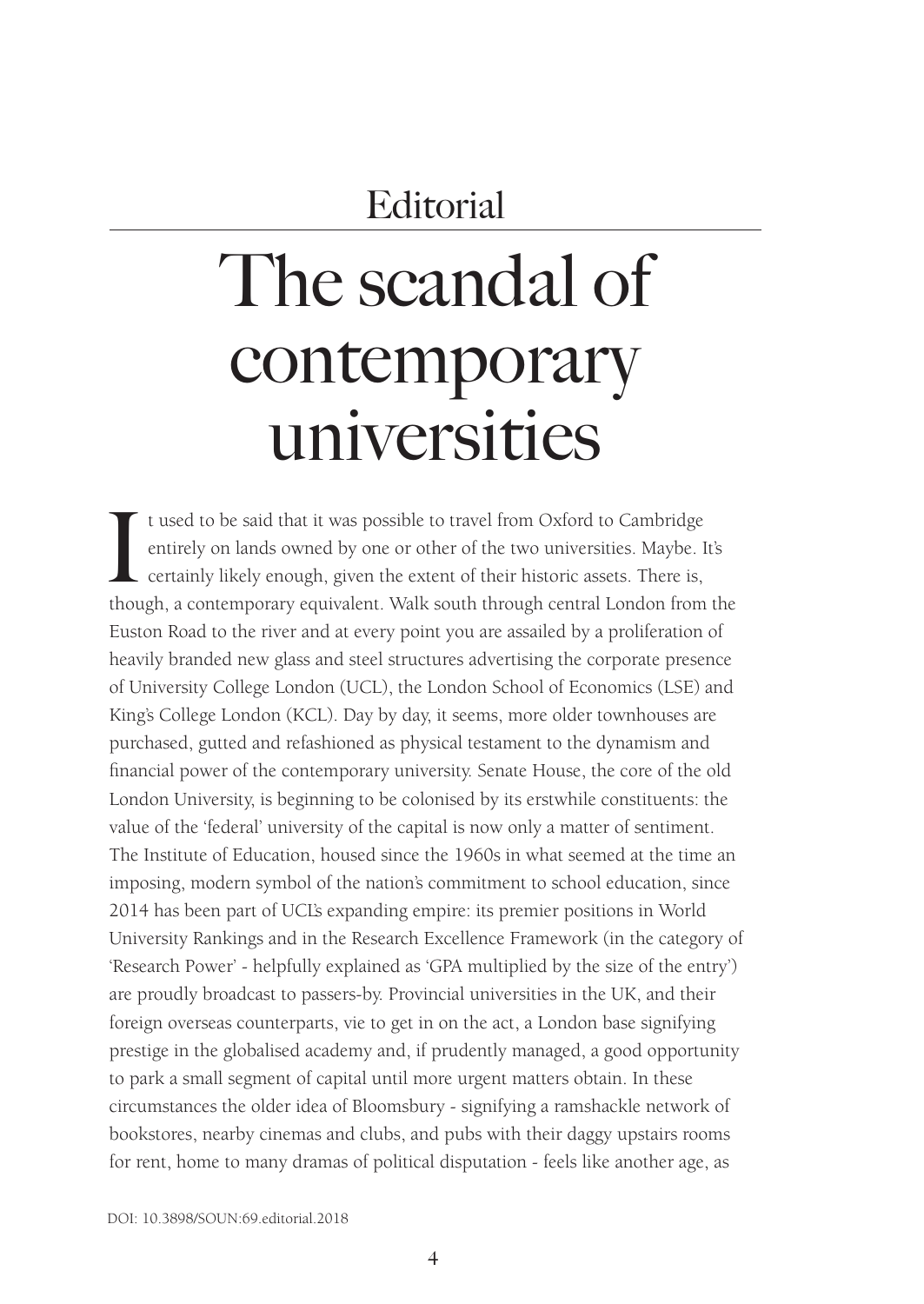Editorial

# The scandal of contemporary universities

It used to be said that it was possible to travel from Oxford to Cambridge entirely on lands owned by one or other of the two universities. Maybe. It's certainly likely enough, given the extent of their historic assets. There is, though, a contemporary equivalent. Walk south through central London from the Euston Road to the river and at every point you are assailed by a proliferation of heavily branded new glass and steel structures advertising the corporate presence of University College London (UCL), the London School of Economics (LSE) and King's College London (KCL). Day by day, it seems, more older townhouses are purchased, gutted and refashioned as physical testament to the dynamism and financial power of the contemporary university. Senate House, the core of the old London University, is beginning to be colonised by its erstwhile constituents: the value of the 'federal' university of the capital is now only a matter of sentiment. The Institute of Education, housed since the 1960s in what seemed at the time an imposing, modern symbol of the nation's commitment to school education, since 2014 has been part of UCL's expanding empire: its premier positions in World University Rankings and in the Research Excellence Framework (in the category of 'Research Power' - helpfully explained as 'GPA multiplied by the size of the entry') are proudly broadcast to passers-by. Provincial universities in the UK, and their foreign overseas counterparts, vie to get in on the act, a London base signifying prestige in the globalised academy and, if prudently managed, a good opportunity to park a small segment of capital until more urgent matters obtain. In these circumstances the older idea of Bloomsbury - signifying a ramshackle network of bookstores, nearby cinemas and clubs, and pubs with their daggy upstairs rooms for rent, home to many dramas of political disputation - feels like another age, as

DOI: 10.3898/SOUN:69.editorial.2018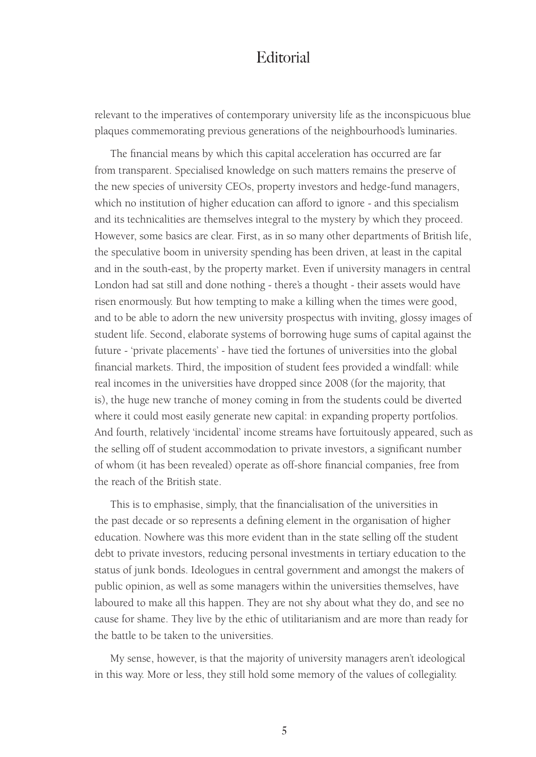relevant to the imperatives of contemporary university life as the inconspicuous blue plaques commemorating previous generations of the neighbourhood's luminaries.

The financial means by which this capital acceleration has occurred are far from transparent. Specialised knowledge on such matters remains the preserve of the new species of university CEOs, property investors and hedge-fund managers, which no institution of higher education can afford to ignore - and this specialism and its technicalities are themselves integral to the mystery by which they proceed. However, some basics are clear. First, as in so many other departments of British life, the speculative boom in university spending has been driven, at least in the capital and in the south-east, by the property market. Even if university managers in central London had sat still and done nothing - there's a thought - their assets would have risen enormously. But how tempting to make a killing when the times were good, and to be able to adorn the new university prospectus with inviting, glossy images of student life. Second, elaborate systems of borrowing huge sums of capital against the future - 'private placements' - have tied the fortunes of universities into the global financial markets. Third, the imposition of student fees provided a windfall: while real incomes in the universities have dropped since 2008 (for the majority, that is), the huge new tranche of money coming in from the students could be diverted where it could most easily generate new capital: in expanding property portfolios. And fourth, relatively 'incidental' income streams have fortuitously appeared, such as the selling off of student accommodation to private investors, a significant number of whom (it has been revealed) operate as off-shore financial companies, free from the reach of the British state.

This is to emphasise, simply, that the financialisation of the universities in the past decade or so represents a defining element in the organisation of higher education. Nowhere was this more evident than in the state selling off the student debt to private investors, reducing personal investments in tertiary education to the status of junk bonds. Ideologues in central government and amongst the makers of public opinion, as well as some managers within the universities themselves, have laboured to make all this happen. They are not shy about what they do, and see no cause for shame. They live by the ethic of utilitarianism and are more than ready for the battle to be taken to the universities.

My sense, however, is that the majority of university managers aren't ideological in this way. More or less, they still hold some memory of the values of collegiality.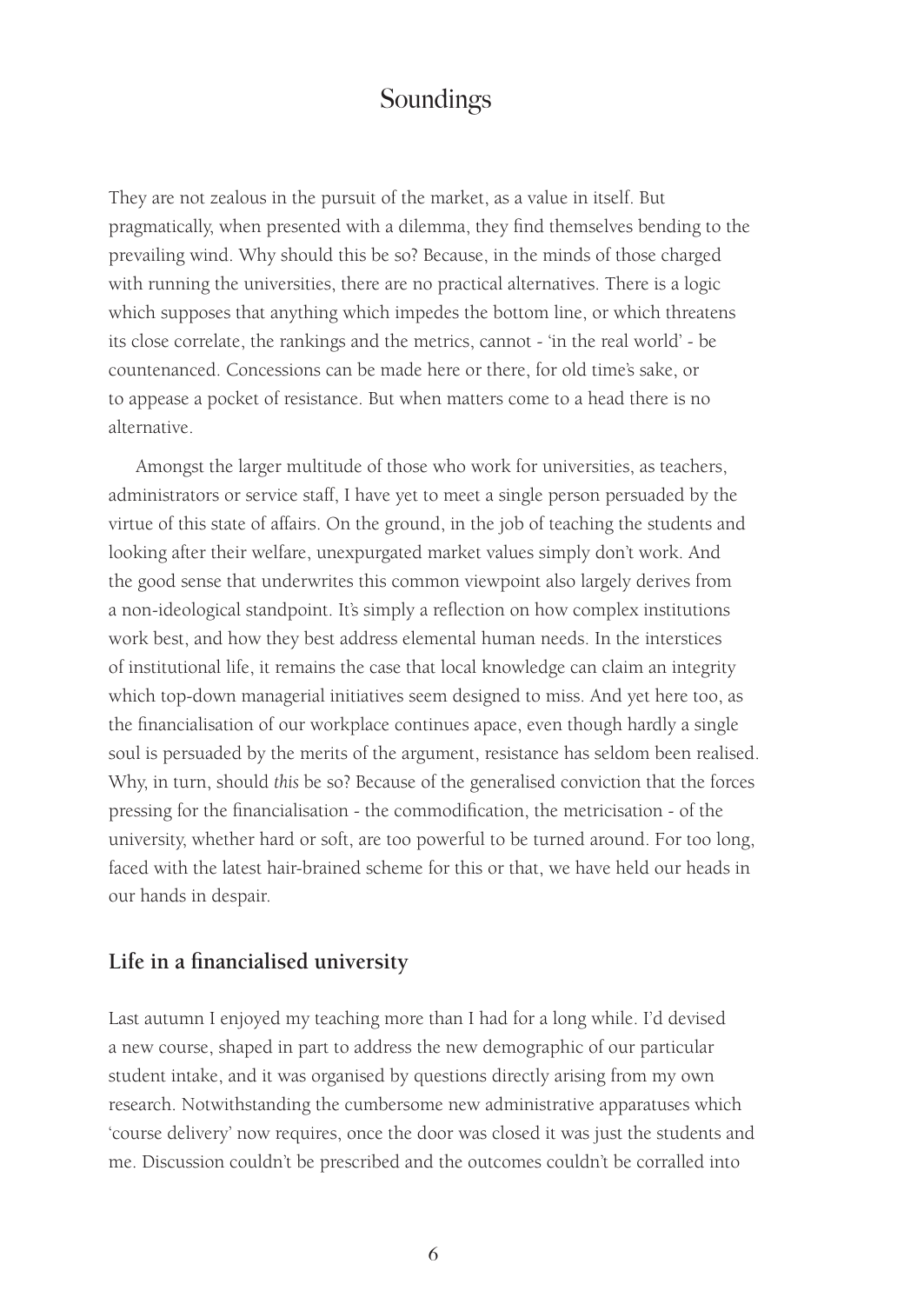They are not zealous in the pursuit of the market, as a value in itself. But pragmatically, when presented with a dilemma, they find themselves bending to the prevailing wind. Why should this be so? Because, in the minds of those charged with running the universities, there are no practical alternatives. There is a logic which supposes that anything which impedes the bottom line, or which threatens its close correlate, the rankings and the metrics, cannot - 'in the real world' - be countenanced. Concessions can be made here or there, for old time's sake, or to appease a pocket of resistance. But when matters come to a head there is no alternative.

Amongst the larger multitude of those who work for universities, as teachers, administrators or service staff, I have yet to meet a single person persuaded by the virtue of this state of affairs. On the ground, in the job of teaching the students and looking after their welfare, unexpurgated market values simply don't work. And the good sense that underwrites this common viewpoint also largely derives from a non-ideological standpoint. It's simply a reflection on how complex institutions work best, and how they best address elemental human needs. In the interstices of institutional life, it remains the case that local knowledge can claim an integrity which top-down managerial initiatives seem designed to miss. And yet here too, as the financialisation of our workplace continues apace, even though hardly a single soul is persuaded by the merits of the argument, resistance has seldom been realised. Why, in turn, should *this* be so? Because of the generalised conviction that the forces pressing for the financialisation - the commodification, the metricisation - of the university, whether hard or soft, are too powerful to be turned around. For too long, faced with the latest hair-brained scheme for this or that, we have held our heads in our hands in despair.

## Life in a financialised university

Last autumn I enjoyed my teaching more than I had for a long while. I'd devised a new course, shaped in part to address the new demographic of our particular student intake, and it was organised by questions directly arising from my own research. Notwithstanding the cumbersome new administrative apparatuses which 'course delivery' now requires, once the door was closed it was just the students and me. Discussion couldn't be prescribed and the outcomes couldn't be corralled into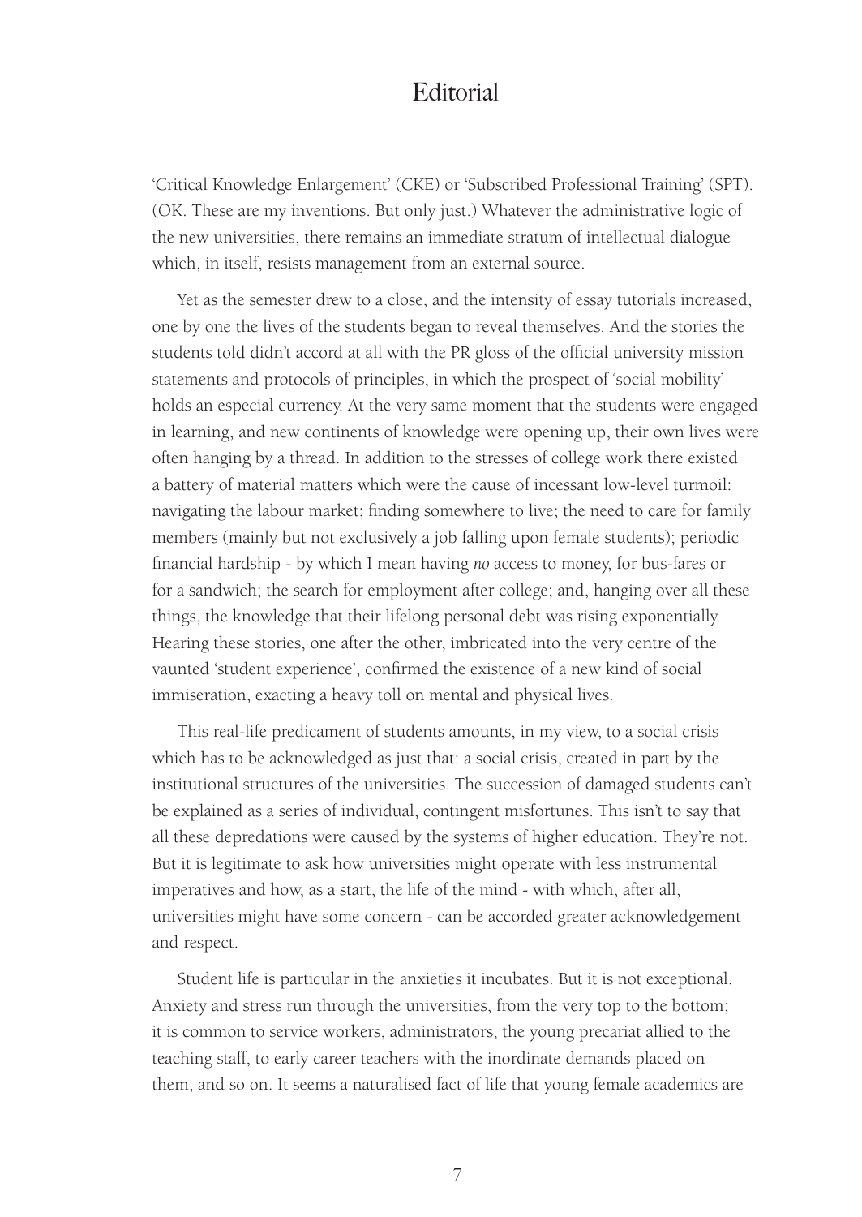'Critical Knowledge Enlargement' (CKE) or 'Subscribed Professional Training' (SPT). (OK. These are my inventions. But only just.) Whatever the administrative logic of the new universities, there remains an immediate stratum of intellectual dialogue which, in itself, resists management from an external source.

Yet as the semester drew to a close, and the intensity of essay tutorials increased, one by one the lives of the students began to reveal themselves. And the stories the students told didn't accord at all with the PR gloss of the official university mission statements and protocols of principles, in which the prospect of 'social mobility' holds an especial currency. At the very same moment that the students were engaged in learning, and new continents of knowledge were opening up, their own lives were often hanging by a thread. In addition to the stresses of college work there existed a battery of material matters which were the cause of incessant low-level turmoil: navigating the labour market; finding somewhere to live; the need to care for family members (mainly but not exclusively a job falling upon female students); periodic financial hardship - by which I mean having *no* access to money, for bus-fares or for a sandwich; the search for employment after college; and, hanging over all these things, the knowledge that their lifelong personal debt was rising exponentially. Hearing these stories, one after the other, imbricated into the very centre of the vaunted 'student experience', confirmed the existence of a new kind of social immiseration, exacting a heavy toll on mental and physical lives.

This real-life predicament of students amounts, in my view, to a social crisis which has to be acknowledged as just that: a social crisis, created in part by the institutional structures of the universities. The succession of damaged students can't be explained as a series of individual, contingent misfortunes. This isn't to say that all these depredations were caused by the systems of higher education. They're not. But it is legitimate to ask how universities might operate with less instrumental imperatives and how, as a start, the life of the mind - with which, after all, universities might have some concern - can be accorded greater acknowledgement and respect.

Student life is particular in the anxieties it incubates. But it is not exceptional. Anxiety and stress run through the universities, from the very top to the bottom; it is common to service workers, administrators, the young precariat allied to the teaching staff, to early career teachers with the inordinate demands placed on them, and so on. It seems a naturalised fact of life that young female academics are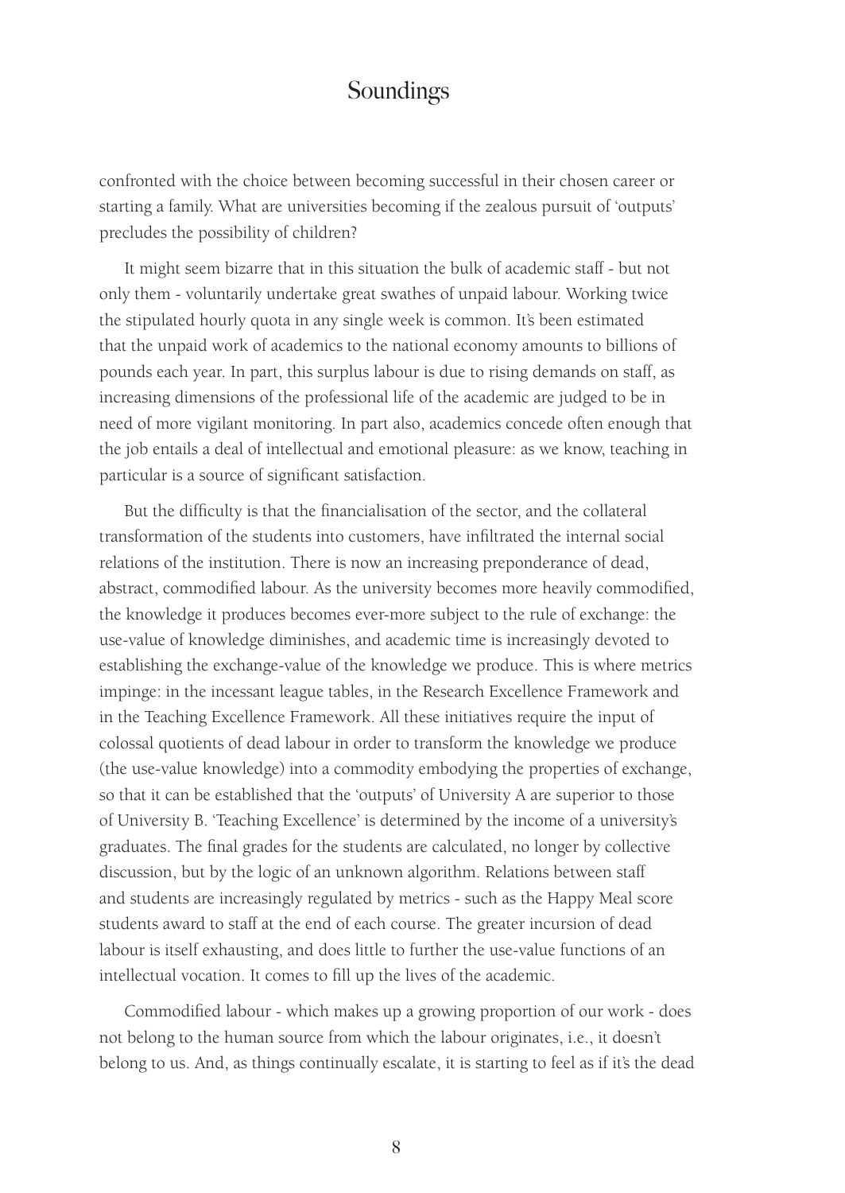confronted with the choice between becoming successful in their chosen career or starting a family. What are universities becoming if the zealous pursuit of 'outputs' precludes the possibility of children?

It might seem bizarre that in this situation the bulk of academic staff - but not only them - voluntarily undertake great swathes of unpaid labour. Working twice the stipulated hourly quota in any single week is common. It's been estimated that the unpaid work of academics to the national economy amounts to billions of pounds each year. In part, this surplus labour is due to rising demands on staff, as increasing dimensions of the professional life of the academic are judged to be in need of more vigilant monitoring. In part also, academics concede often enough that the job entails a deal of intellectual and emotional pleasure: as we know, teaching in particular is a source of significant satisfaction.

But the difficulty is that the financialisation of the sector, and the collateral transformation of the students into customers, have infiltrated the internal social relations of the institution. There is now an increasing preponderance of dead, abstract, commodified labour. As the university becomes more heavily commodified, the knowledge it produces becomes ever-more subject to the rule of exchange: the use-value of knowledge diminishes, and academic time is increasingly devoted to establishing the exchange-value of the knowledge we produce. This is where metrics impinge: in the incessant league tables, in the Research Excellence Framework and in the Teaching Excellence Framework. All these initiatives require the input of colossal quotients of dead labour in order to transform the knowledge we produce (the use-value knowledge) into a commodity embodying the properties of exchange, so that it can be established that the 'outputs' of University A are superior to those of University B. 'Teaching Excellence' is determined by the income of a university's graduates. The final grades for the students are calculated, no longer by collective discussion, but by the logic of an unknown algorithm. Relations between staff and students are increasingly regulated by metrics - such as the Happy Meal score students award to staff at the end of each course. The greater incursion of dead labour is itself exhausting, and does little to further the use-value functions of an intellectual vocation. It comes to fill up the lives of the academic.

Commodified labour - which makes up a growing proportion of our work - does not belong to the human source from which the labour originates, i.e., it doesn't belong to us. And, as things continually escalate, it is starting to feel as if it's the dead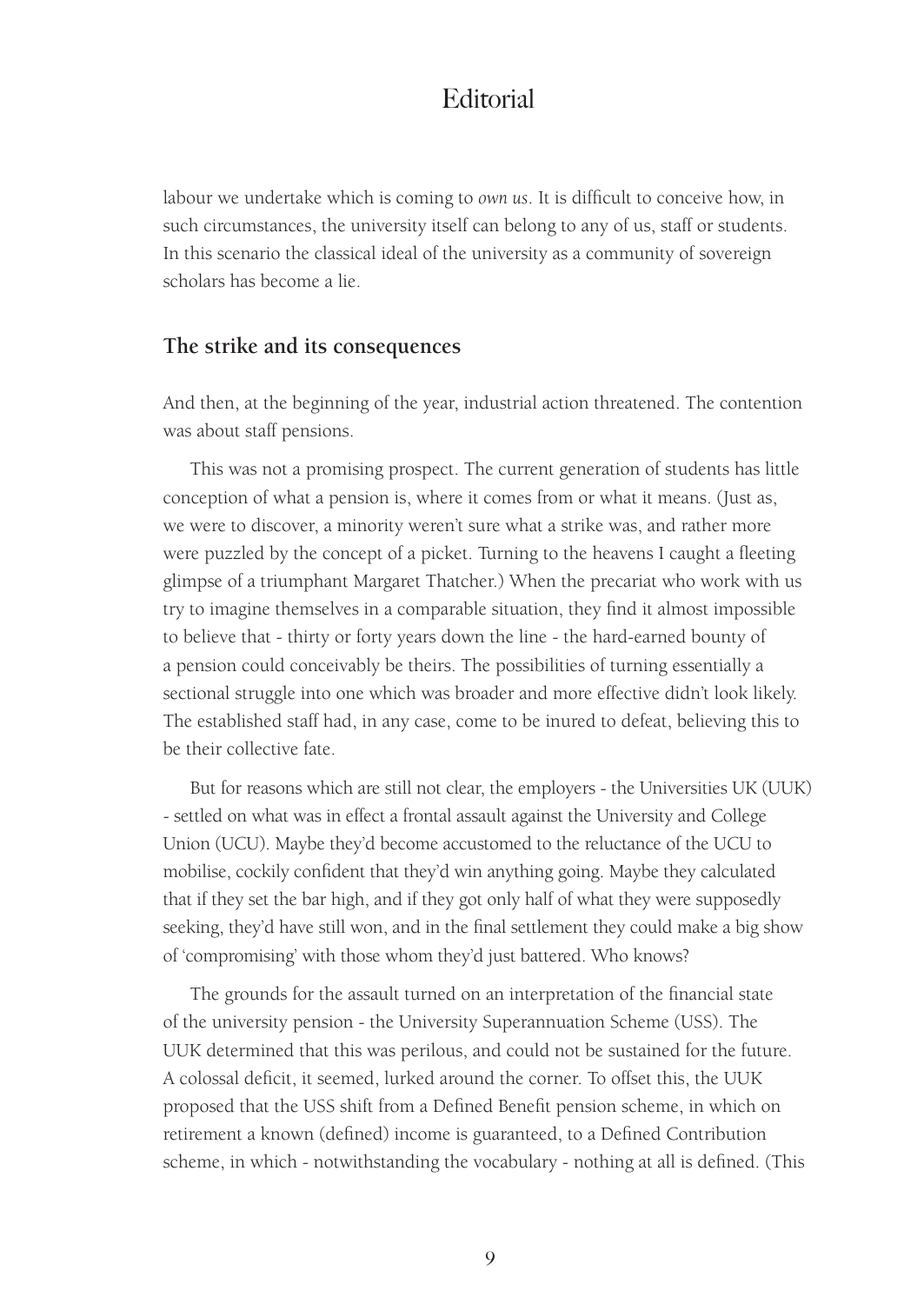labour we undertake which is coming to *own us*. It is difficult to conceive how, in such circumstances, the university itself can belong to any of us, staff or students. In this scenario the classical ideal of the university as a community of sovereign scholars has become a lie.

## The strike and its consequences

And then, at the beginning of the year, industrial action threatened. The contention was about staff pensions.

This was not a promising prospect. The current generation of students has little conception of what a pension is, where it comes from or what it means. (Just as, we were to discover, a minority weren't sure what a strike was, and rather more were puzzled by the concept of a picket. Turning to the heavens I caught a fleeting glimpse of a triumphant Margaret Thatcher.) When the precariat who work with us try to imagine themselves in a comparable situation, they find it almost impossible to believe that - thirty or forty years down the line - the hard-earned bounty of a pension could conceivably be theirs. The possibilities of turning essentially a sectional struggle into one which was broader and more effective didn't look likely. The established staff had, in any case, come to be inured to defeat, believing this to be their collective fate.

But for reasons which are still not clear, the employers - the Universities UK (UUK) - settled on what was in effect a frontal assault against the University and College Union (UCU). Maybe they'd become accustomed to the reluctance of the UCU to mobilise, cockily confident that they'd win anything going. Maybe they calculated that if they set the bar high, and if they got only half of what they were supposedly seeking, they'd have still won, and in the final settlement they could make a big show of 'compromising' with those whom they'd just battered. Who knows?

The grounds for the assault turned on an interpretation of the financial state of the university pension - the University Superannuation Scheme (USS). The UUK determined that this was perilous, and could not be sustained for the future. A colossal deficit, it seemed, lurked around the corner. To offset this, the UUK proposed that the USS shift from a Defined Benefit pension scheme, in which on retirement a known (defined) income is guaranteed, to a Defined Contribution scheme, in which - notwithstanding the vocabulary - nothing at all is defined. (This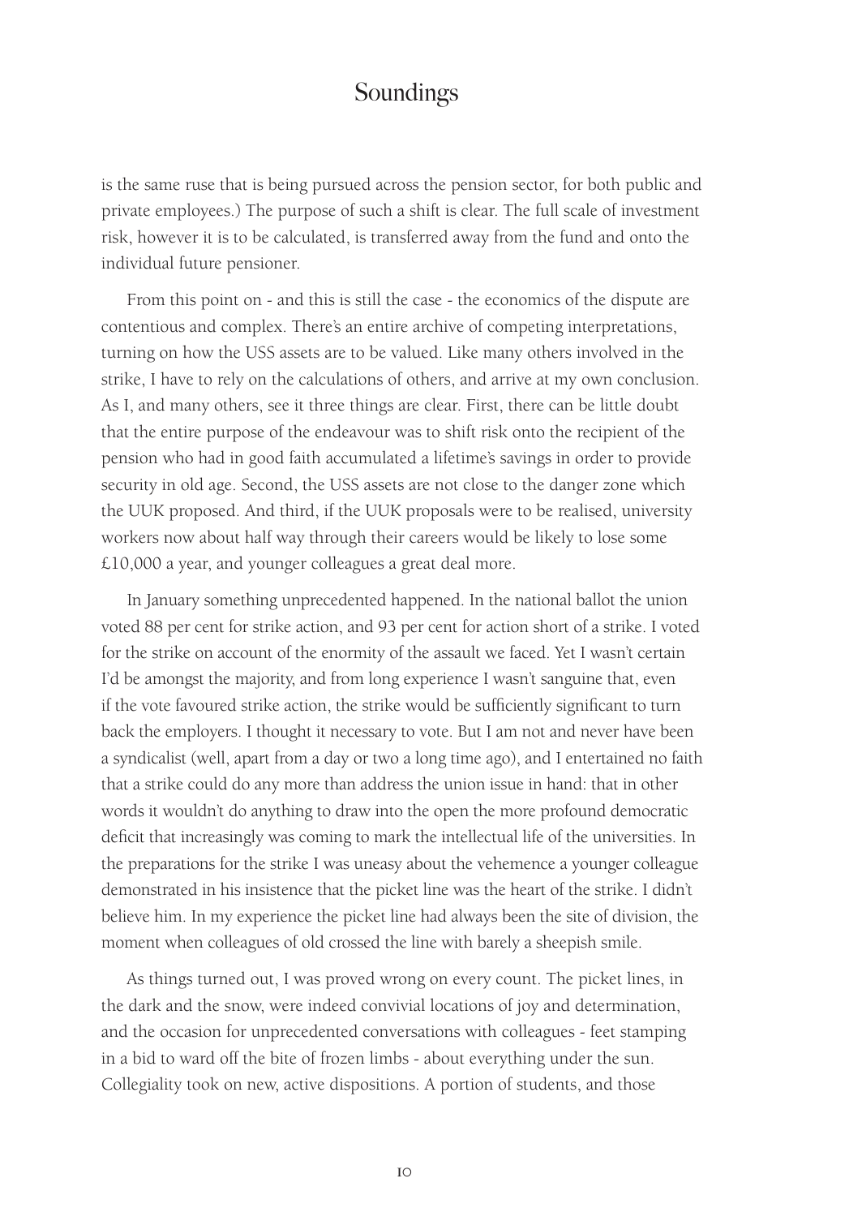is the same ruse that is being pursued across the pension sector, for both public and private employees.) The purpose of such a shift is clear. The full scale of investment risk, however it is to be calculated, is transferred away from the fund and onto the individual future pensioner.

From this point on - and this is still the case - the economics of the dispute are contentious and complex. There's an entire archive of competing interpretations, turning on how the USS assets are to be valued. Like many others involved in the strike, I have to rely on the calculations of others, and arrive at my own conclusion. As I, and many others, see it three things are clear. First, there can be little doubt that the entire purpose of the endeavour was to shift risk onto the recipient of the pension who had in good faith accumulated a lifetime's savings in order to provide security in old age. Second, the USS assets are not close to the danger zone which the UUK proposed. And third, if the UUK proposals were to be realised, university workers now about half way through their careers would be likely to lose some £10,000 a year, and younger colleagues a great deal more.

In January something unprecedented happened. In the national ballot the union voted 88 per cent for strike action, and 93 per cent for action short of a strike. I voted for the strike on account of the enormity of the assault we faced. Yet I wasn't certain I'd be amongst the majority, and from long experience I wasn't sanguine that, even if the vote favoured strike action, the strike would be sufficiently significant to turn back the employers. I thought it necessary to vote. But I am not and never have been a syndicalist (well, apart from a day or two a long time ago), and I entertained no faith that a strike could do any more than address the union issue in hand: that in other words it wouldn't do anything to draw into the open the more profound democratic deficit that increasingly was coming to mark the intellectual life of the universities. In the preparations for the strike I was uneasy about the vehemence a younger colleague demonstrated in his insistence that the picket line was the heart of the strike. I didn't believe him. In my experience the picket line had always been the site of division, the moment when colleagues of old crossed the line with barely a sheepish smile.

As things turned out, I was proved wrong on every count. The picket lines, in the dark and the snow, were indeed convivial locations of joy and determination, and the occasion for unprecedented conversations with colleagues - feet stamping in a bid to ward off the bite of frozen limbs - about everything under the sun. Collegiality took on new, active dispositions. A portion of students, and those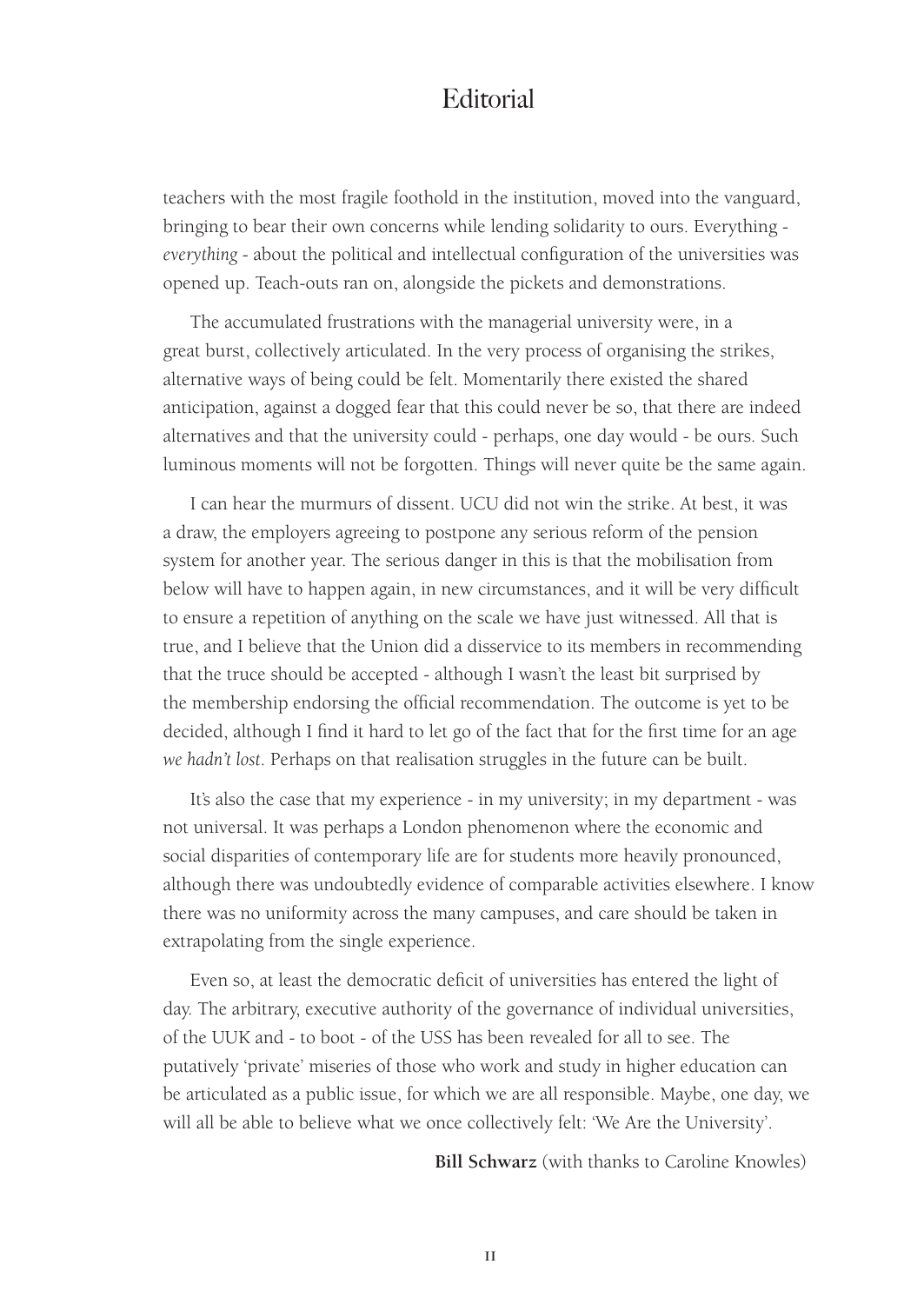teachers with the most fragile foothold in the institution, moved into the vanguard, bringing to bear their own concerns while lending solidarity to ours. Everything - *everything* - about the political and intellectual configuration of the universities was opened up. Teach-outs ran on, alongside the pickets and demonstrations.

The accumulated frustrations with the managerial university were, in a great burst, collectively articulated. In the very process of organising the strikes, alternative ways of being could be felt. Momentarily there existed the shared anticipation, against a dogged fear that this could never be so, that there are indeed alternatives and that the university could - perhaps, one day would - be ours. Such luminous moments will not be forgotten. Things will never quite be the same again.

I can hear the murmurs of dissent. UCU did not win the strike. At best, it was a draw, the employers agreeing to postpone any serious reform of the pension system for another year. The serious danger in this is that the mobilisation from below will have to happen again, in new circumstances, and it will be very difficult to ensure a repetition of anything on the scale we have just witnessed. All that is true, and I believe that the Union did a disservice to its members in recommending that the truce should be accepted - although I wasn't the least bit surprised by the membership endorsing the official recommendation. The outcome is yet to be decided, although I find it hard to let go of the fact that for the first time for an age *we hadn't lost*. Perhaps on that realisation struggles in the future can be built.

It's also the case that my experience - in my university; in my department - was not universal. It was perhaps a London phenomenon where the economic and social disparities of contemporary life are for students more heavily pronounced, although there was undoubtedly evidence of comparable activities elsewhere. I know there was no uniformity across the many campuses, and care should be taken in extrapolating from the single experience.

Even so, at least the democratic deficit of universities has entered the light of day. The arbitrary, executive authority of the governance of individual universities, of the UUK and - to boot - of the USS has been revealed for all to see. The putatively 'private' miseries of those who work and study in higher education can be articulated as a public issue, for which we are all responsible. Maybe, one day, we will all be able to believe what we once collectively felt: 'We Are the University'.

**Bill Schwarz** (with thanks to Caroline Knowles)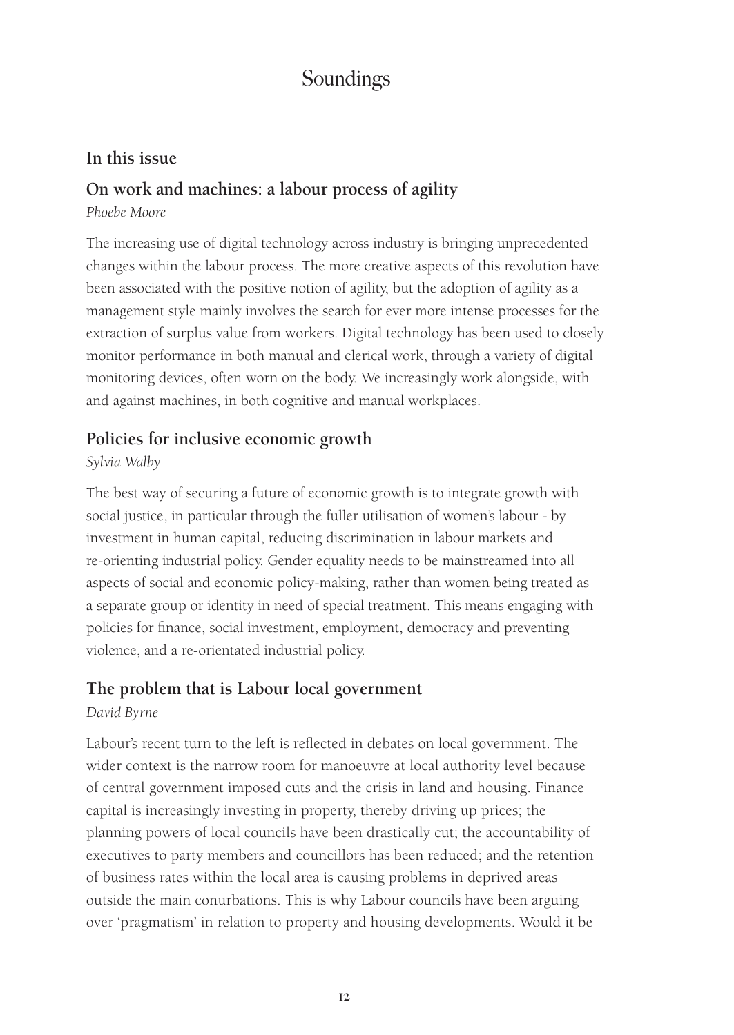# Soundings

## In this issue

### On work and machines: a labour process of agility

*Phoebe Moore*

The increasing use of digital technology across industry is bringing unprecedented changes within the labour process. The more creative aspects of this revolution have been associated with the positive notion of agility, but the adoption of agility as a management style mainly involves the search for ever more intense processes for the extraction of surplus value from workers. Digital technology has been used to closely monitor performance in both manual and clerical work, through a variety of digital monitoring devices, often worn on the body. We increasingly work alongside, with and against machines, in both cognitive and manual workplaces.

### Policies for inclusive economic growth

*Sylvia Walby*

The best way of securing a future of economic growth is to integrate growth with social justice, in particular through the fuller utilisation of women's labour - by investment in human capital, reducing discrimination in labour markets and re-orienting industrial policy. Gender equality needs to be mainstreamed into all aspects of social and economic policy-making, rather than women being treated as a separate group or identity in need of special treatment. This means engaging with policies for finance, social investment, employment, democracy and preventing violence, and a re-orientated industrial policy.

### The problem that is Labour local government

*David Byrne*

Labour's recent turn to the left is reflected in debates on local government. The wider context is the narrow room for manoeuvre at local authority level because of central government imposed cuts and the crisis in land and housing. Finance capital is increasingly investing in property, thereby driving up prices; the planning powers of local councils have been drastically cut; the accountability of executives to party members and councillors has been reduced; and the retention of business rates within the local area is causing problems in deprived areas outside the main conurbations. This is why Labour councils have been arguing over 'pragmatism' in relation to property and housing developments. Would it be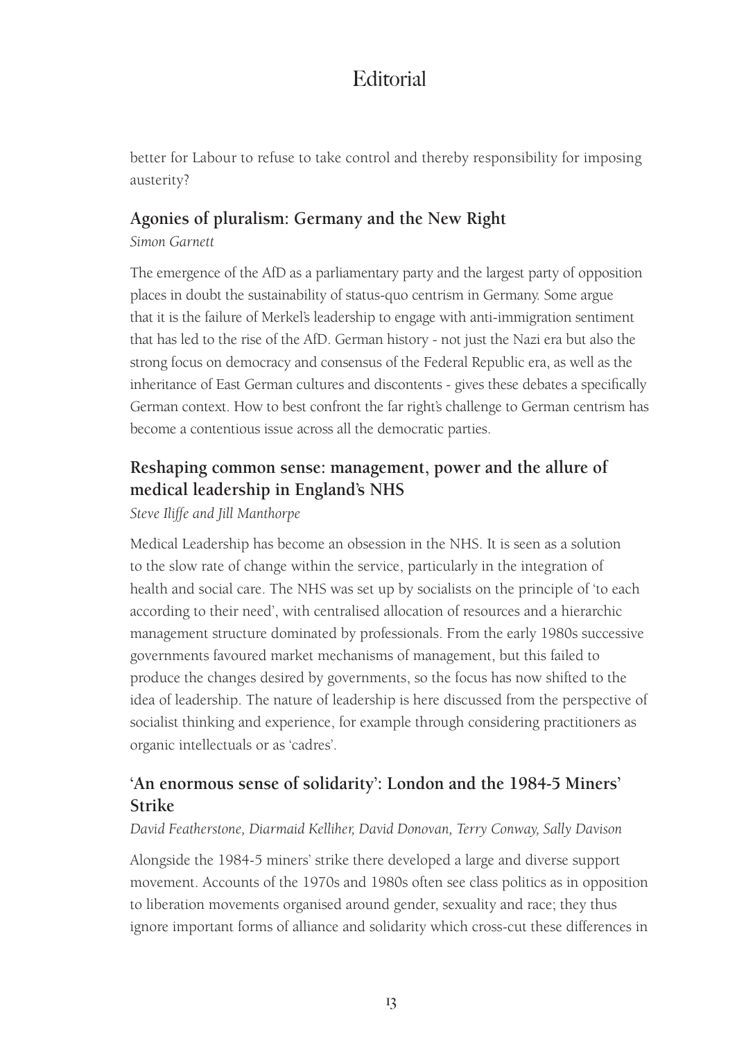better for Labour to refuse to take control and thereby responsibility for imposing austerity?

## Agonies of pluralism: Germany and the New Right

*Simon Garnett*

The emergence of the AfD as a parliamentary party and the largest party of opposition places in doubt the sustainability of status-quo centrism in Germany. Some argue that it is the failure of Merkel's leadership to engage with anti-immigration sentiment that has led to the rise of the AfD. German history - not just the Nazi era but also the strong focus on democracy and consensus of the Federal Republic era, as well as the inheritance of East German cultures and discontents - gives these debates a specifically German context. How to best confront the far right's challenge to German centrism has become a contentious issue across all the democratic parties.

## Reshaping common sense: management, power and the allure of medical leadership in England's NHS

*Steve Iliffe and Jill Manthorpe*

Medical Leadership has become an obsession in the NHS. It is seen as a solution to the slow rate of change within the service, particularly in the integration of health and social care. The NHS was set up by socialists on the principle of 'to each according to their need', with centralised allocation of resources and a hierarchic management structure dominated by professionals. From the early 1980s successive governments favoured market mechanisms of management, but this failed to produce the changes desired by governments, so the focus has now shifted to the idea of leadership. The nature of leadership is here discussed from the perspective of socialist thinking and experience, for example through considering practitioners as organic intellectuals or as 'cadres'.

## 'An enormous sense of solidarity': London and the 1984-5 Miners' Strike

*David Featherstone, Diarmaid Kelliher, David Donovan, Terry Conway, Sally Davison*

Alongside the 1984-5 miners' strike there developed a large and diverse support movement. Accounts of the 1970s and 1980s often see class politics as in opposition to liberation movements organised around gender, sexuality and race; they thus ignore important forms of alliance and solidarity which cross-cut these differences in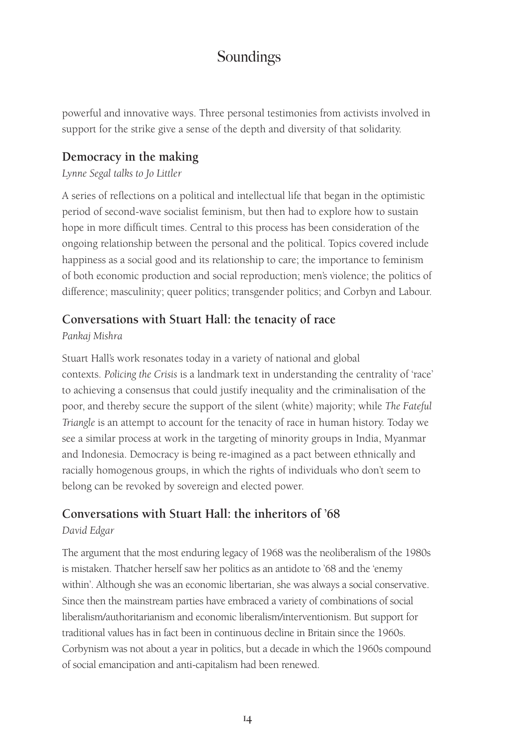powerful and innovative ways. Three personal testimonies from activists involved in support for the strike give a sense of the depth and diversity of that solidarity.

## Democracy in the making

*Lynne Segal talks to Jo Littler*

A series of reflections on a political and intellectual life that began in the optimistic period of second-wave socialist feminism, but then had to explore how to sustain hope in more difficult times. Central to this process has been consideration of the ongoing relationship between the personal and the political. Topics covered include happiness as a social good and its relationship to care; the importance to feminism of both economic production and social reproduction; men's violence; the politics of difference; masculinity; queer politics; transgender politics; and Corbyn and Labour.

## Conversations with Stuart Hall: the tenacity of race

*Pankaj Mishra*

Stuart Hall's work resonates today in a variety of national and global contexts. *Policing the Crisis* is a landmark text in understanding the centrality of 'race' to achieving a consensus that could justify inequality and the criminalisation of the poor, and thereby secure the support of the silent (white) majority; while *The Fateful Triangle* is an attempt to account for the tenacity of race in human history. Today we see a similar process at work in the targeting of minority groups in India, Myanmar and Indonesia. Democracy is being re-imagined as a pact between ethnically and racially homogenous groups, in which the rights of individuals who don't seem to belong can be revoked by sovereign and elected power.

## Conversations with Stuart Hall: the inheritors of '68

*David Edgar*

The argument that the most enduring legacy of 1968 was the neoliberalism of the 1980s is mistaken. Thatcher herself saw her politics as an antidote to '68 and the 'enemy within'. Although she was an economic libertarian, she was always a social conservative. Since then the mainstream parties have embraced a variety of combinations of social liberalism/authoritarianism and economic liberalism/interventionism. But support for traditional values has in fact been in continuous decline in Britain since the 1960s. Corbynism was not about a year in politics, but a decade in which the 1960s compound of social emancipation and anti-capitalism had been renewed.